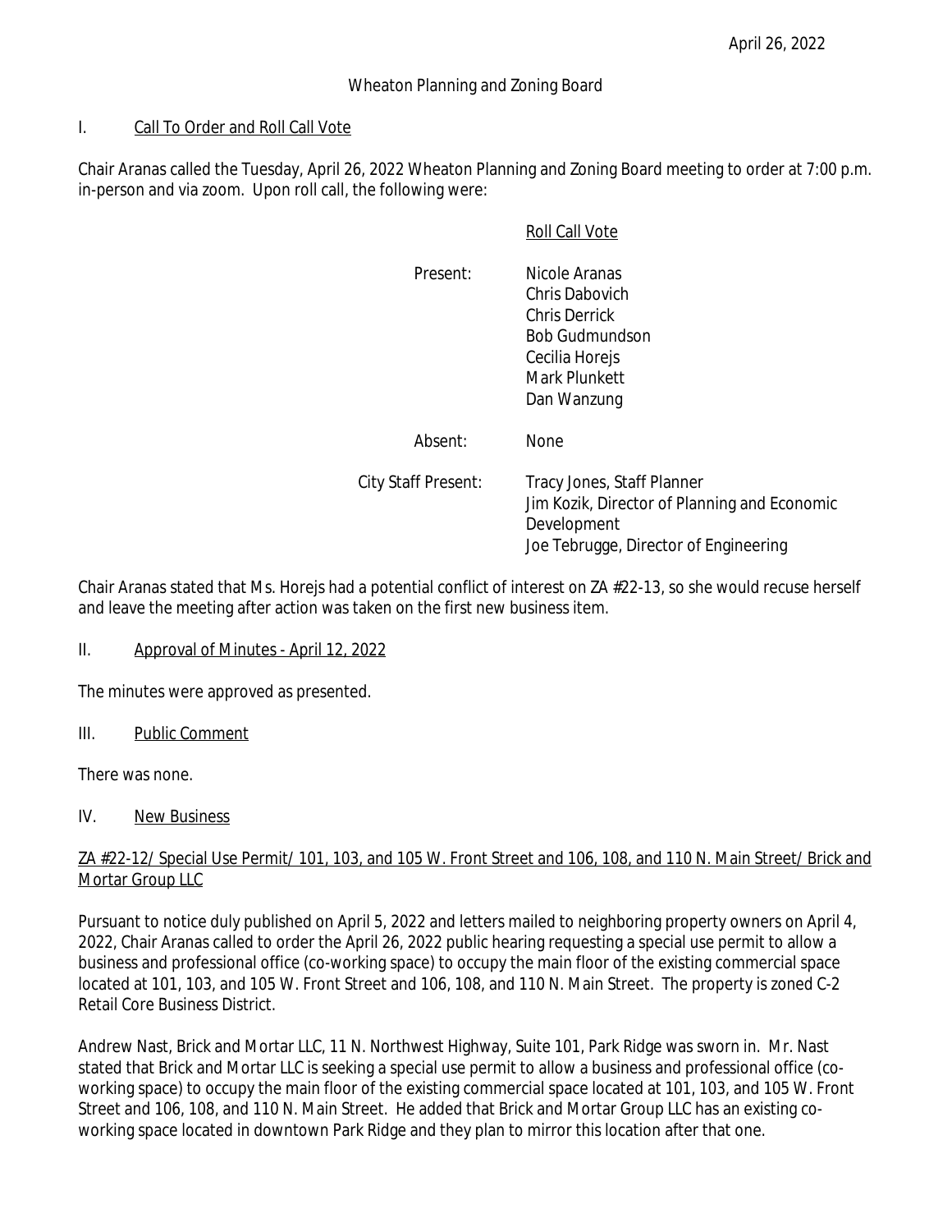April 26, 2022

Wheaton Planning and Zoning Board

## I. Call To Order and Roll Call Vote

Chair Aranas called the Tuesday, April 26, 2022 Wheaton Planning and Zoning Board meeting to order at 7:00 p.m. in-person and via zoom. Upon roll call, the following were:

Roll Call Vote

| | |
|---|---|
| Present: | Nicole Aranas<br>Chris Dabovich<br>Chris Derrick<br>Bob Gudmundson<br>Cecilia Horejs<br>Mark Plunkett<br>Dan Wanzung |
| Absent: | None |
| City Staff Present: | Tracy Jones, Staff Planner<br>Jim Kozik, Director of Planning and Economic Development<br>Joe Tebrugge, Director of Engineering |

Chair Aranas stated that Ms. Horejs had a potential conflict of interest on ZA #22-13, so she would recuse herself and leave the meeting after action was taken on the first new business item.

## II. Approval of Minutes - April 12, 2022

The minutes were approved as presented.

## III. Public Comment

There was none.

## IV. New Business

### ZA #22-12/ Special Use Permit/ 101, 103, and 105 W. Front Street and 106, 108, and 110 N. Main Street/ Brick and Mortar Group LLC

Pursuant to notice duly published on April 5, 2022 and letters mailed to neighboring property owners on April 4, 2022, Chair Aranas called to order the April 26, 2022 public hearing requesting a special use permit to allow a business and professional office (co-working space) to occupy the main floor of the existing commercial space located at 101, 103, and 105 W. Front Street and 106, 108, and 110 N. Main Street. The property is zoned C-2 Retail Core Business District.

Andrew Nast, Brick and Mortar LLC, 11 N. Northwest Highway, Suite 101, Park Ridge was sworn in. Mr. Nast stated that Brick and Mortar LLC is seeking a special use permit to allow a business and professional office (co-working space) to occupy the main floor of the existing commercial space located at 101, 103, and 105 W. Front Street and 106, 108, and 110 N. Main Street. He added that Brick and Mortar Group LLC has an existing co-working space located in downtown Park Ridge and they plan to mirror this location after that one.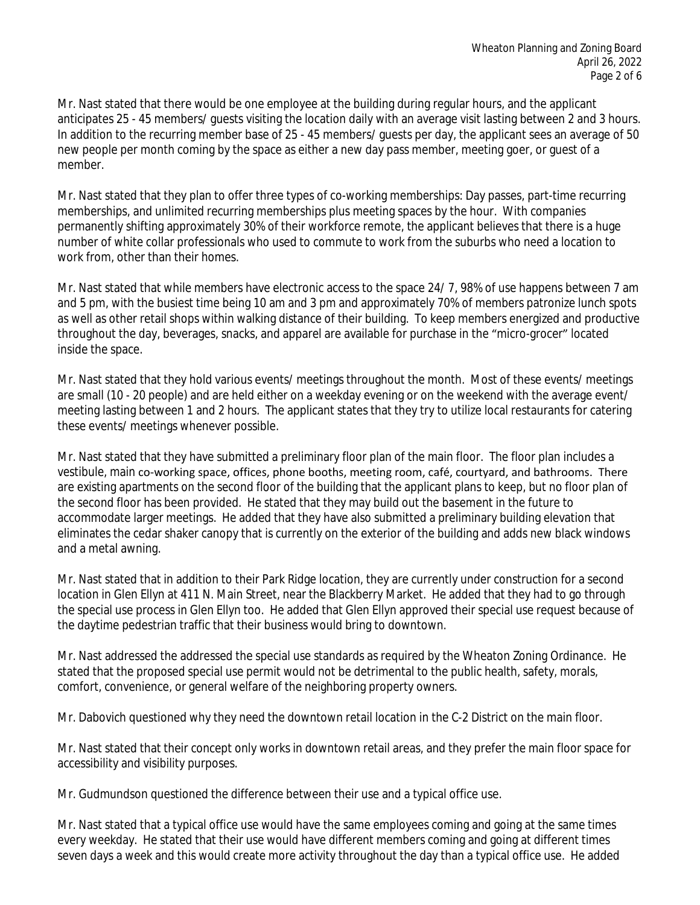Mr. Nast stated that there would be one employee at the building during regular hours, and the applicant anticipates 25 - 45 members/ guests visiting the location daily with an average visit lasting between 2 and 3 hours. In addition to the recurring member base of 25 - 45 members/ guests per day, the applicant sees an average of 50 new people per month coming by the space as either a new day pass member, meeting goer, or guest of a member.

Mr. Nast stated that they plan to offer three types of co-working memberships: Day passes, part-time recurring memberships, and unlimited recurring memberships plus meeting spaces by the hour. With companies permanently shifting approximately 30% of their workforce remote, the applicant believes that there is a huge number of white collar professionals who used to commute to work from the suburbs who need a location to work from, other than their homes.

Mr. Nast stated that while members have electronic access to the space 24/ 7, 98% of use happens between 7 am and 5 pm, with the busiest time being 10 am and 3 pm and approximately 70% of members patronize lunch spots as well as other retail shops within walking distance of their building. To keep members energized and productive throughout the day, beverages, snacks, and apparel are available for purchase in the "micro-grocer" located inside the space.

Mr. Nast stated that they hold various events/ meetings throughout the month. Most of these events/ meetings are small (10 - 20 people) and are held either on a weekday evening or on the weekend with the average event/ meeting lasting between 1 and 2 hours. The applicant states that they try to utilize local restaurants for catering these events/ meetings whenever possible.

Mr. Nast stated that they have submitted a preliminary floor plan of the main floor. The floor plan includes a vestibule, main co-working space, offices, phone booths, meeting room, café, courtyard, and bathrooms. There are existing apartments on the second floor of the building that the applicant plans to keep, but no floor plan of the second floor has been provided. He stated that they may build out the basement in the future to accommodate larger meetings. He added that they have also submitted a preliminary building elevation that eliminates the cedar shaker canopy that is currently on the exterior of the building and adds new black windows and a metal awning.

Mr. Nast stated that in addition to their Park Ridge location, they are currently under construction for a second location in Glen Ellyn at 411 N. Main Street, near the Blackberry Market. He added that they had to go through the special use process in Glen Ellyn too. He added that Glen Ellyn approved their special use request because of the daytime pedestrian traffic that their business would bring to downtown.

Mr. Nast addressed the addressed the special use standards as required by the Wheaton Zoning Ordinance. He stated that the proposed special use permit would not be detrimental to the public health, safety, morals, comfort, convenience, or general welfare of the neighboring property owners.

Mr. Dabovich questioned why they need the downtown retail location in the C-2 District on the main floor.

Mr. Nast stated that their concept only works in downtown retail areas, and they prefer the main floor space for accessibility and visibility purposes.

Mr. Gudmundson questioned the difference between their use and a typical office use.

Mr. Nast stated that a typical office use would have the same employees coming and going at the same times every weekday. He stated that their use would have different members coming and going at different times seven days a week and this would create more activity throughout the day than a typical office use. He added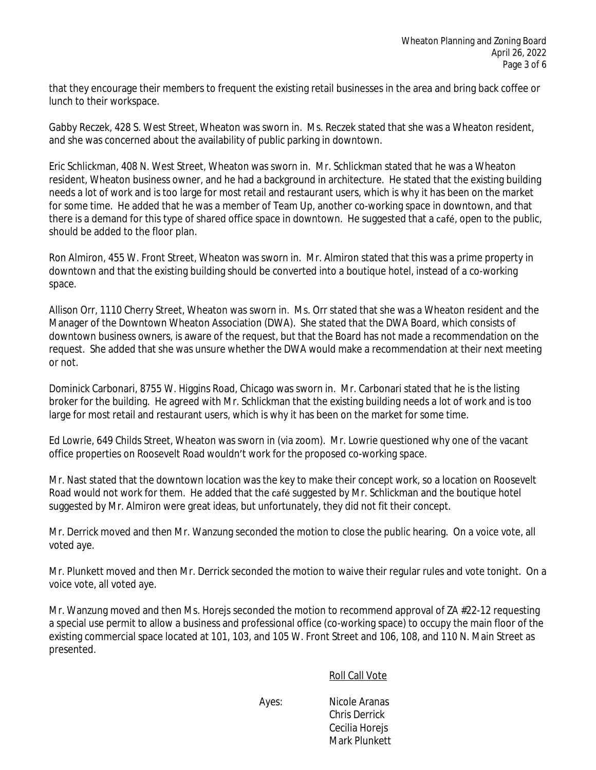that they encourage their members to frequent the existing retail businesses in the area and bring back coffee or lunch to their workspace.

Gabby Reczek, 428 S. West Street, Wheaton was sworn in. Ms. Reczek stated that she was a Wheaton resident, and she was concerned about the availability of public parking in downtown.

Eric Schlickman, 408 N. West Street, Wheaton was sworn in. Mr. Schlickman stated that he was a Wheaton resident, Wheaton business owner, and he had a background in architecture. He stated that the existing building needs a lot of work and is too large for most retail and restaurant users, which is why it has been on the market for some time. He added that he was a member of Team Up, another co-working space in downtown, and that there is a demand for this type of shared office space in downtown. He suggested that a café, open to the public, should be added to the floor plan.

Ron Almiron, 455 W. Front Street, Wheaton was sworn in. Mr. Almiron stated that this was a prime property in downtown and that the existing building should be converted into a boutique hotel, instead of a co-working space.

Allison Orr, 1110 Cherry Street, Wheaton was sworn in. Ms. Orr stated that she was a Wheaton resident and the Manager of the Downtown Wheaton Association (DWA). She stated that the DWA Board, which consists of downtown business owners, is aware of the request, but that the Board has not made a recommendation on the request. She added that she was unsure whether the DWA would make a recommendation at their next meeting or not.

Dominick Carbonari, 8755 W. Higgins Road, Chicago was sworn in. Mr. Carbonari stated that he is the listing broker for the building. He agreed with Mr. Schlickman that the existing building needs a lot of work and is too large for most retail and restaurant users, which is why it has been on the market for some time.

Ed Lowrie, 649 Childs Street, Wheaton was sworn in (via zoom). Mr. Lowrie questioned why one of the vacant office properties on Roosevelt Road wouldn't work for the proposed co-working space.

Mr. Nast stated that the downtown location was the key to make their concept work, so a location on Roosevelt Road would not work for them. He added that the café suggested by Mr. Schlickman and the boutique hotel suggested by Mr. Almiron were great ideas, but unfortunately, they did not fit their concept.

Mr. Derrick moved and then Mr. Wanzung seconded the motion to close the public hearing. On a voice vote, all voted aye.

Mr. Plunkett moved and then Mr. Derrick seconded the motion to waive their regular rules and vote tonight. On a voice vote, all voted aye.

Mr. Wanzung moved and then Ms. Horejs seconded the motion to recommend approval of ZA #22-12 requesting a special use permit to allow a business and professional office (co-working space) to occupy the main floor of the existing commercial space located at 101, 103, and 105 W. Front Street and 106, 108, and 110 N. Main Street as presented.

Roll Call Vote

Ayes:
- Nicole Aranas
- Chris Derrick
- Cecilia Horejs
- Mark Plunkett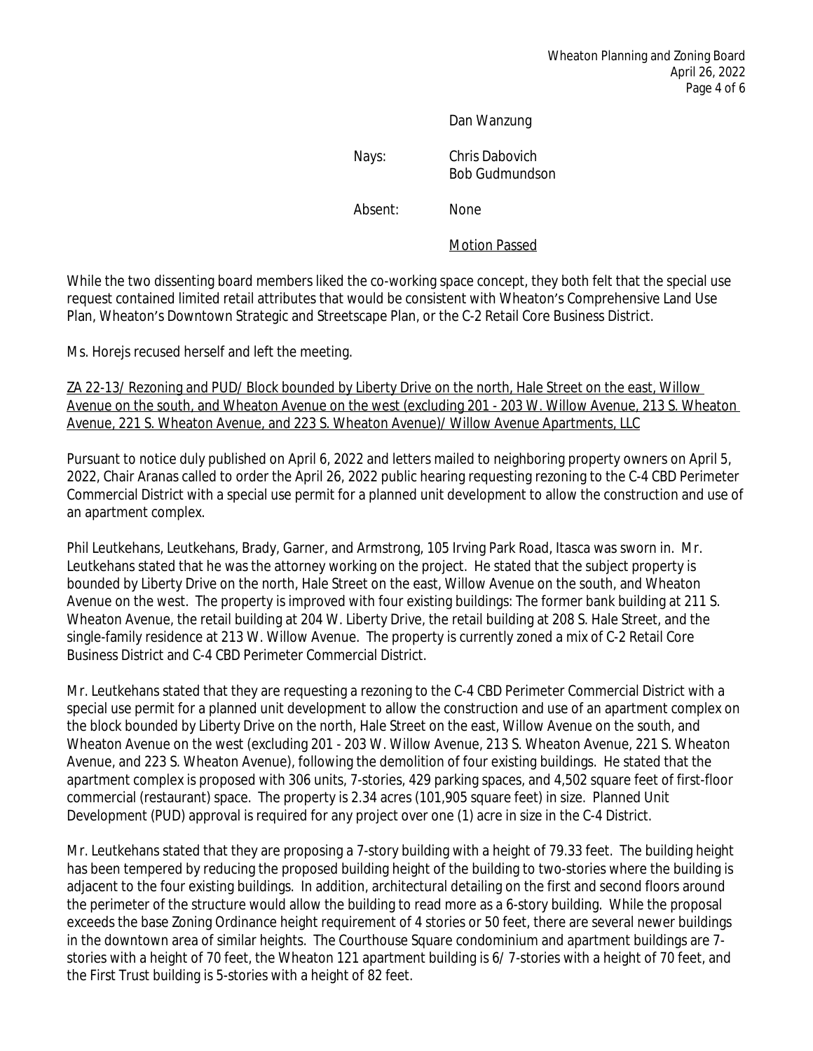Dan Wanzung

Nays: Chris Dabovich
Bob Gudmundson

Absent: None

Motion Passed

While the two dissenting board members liked the co-working space concept, they both felt that the special use request contained limited retail attributes that would be consistent with Wheaton's Comprehensive Land Use Plan, Wheaton's Downtown Strategic and Streetscape Plan, or the C-2 Retail Core Business District.

Ms. Horejs recused herself and left the meeting.

ZA 22-13/ Rezoning and PUD/ Block bounded by Liberty Drive on the north, Hale Street on the east, Willow Avenue on the south, and Wheaton Avenue on the west (excluding 201 - 203 W. Willow Avenue, 213 S. Wheaton Avenue, 221 S. Wheaton Avenue, and 223 S. Wheaton Avenue)/ Willow Avenue Apartments, LLC

Pursuant to notice duly published on April 6, 2022 and letters mailed to neighboring property owners on April 5, 2022, Chair Aranas called to order the April 26, 2022 public hearing requesting rezoning to the C-4 CBD Perimeter Commercial District with a special use permit for a planned unit development to allow the construction and use of an apartment complex.

Phil Leutkehans, Leutkehans, Brady, Garner, and Armstrong, 105 Irving Park Road, Itasca was sworn in. Mr. Leutkehans stated that he was the attorney working on the project. He stated that the subject property is bounded by Liberty Drive on the north, Hale Street on the east, Willow Avenue on the south, and Wheaton Avenue on the west. The property is improved with four existing buildings: The former bank building at 211 S. Wheaton Avenue, the retail building at 204 W. Liberty Drive, the retail building at 208 S. Hale Street, and the single-family residence at 213 W. Willow Avenue. The property is currently zoned a mix of C-2 Retail Core Business District and C-4 CBD Perimeter Commercial District.

Mr. Leutkehans stated that they are requesting a rezoning to the C-4 CBD Perimeter Commercial District with a special use permit for a planned unit development to allow the construction and use of an apartment complex on the block bounded by Liberty Drive on the north, Hale Street on the east, Willow Avenue on the south, and Wheaton Avenue on the west (excluding 201 - 203 W. Willow Avenue, 213 S. Wheaton Avenue, 221 S. Wheaton Avenue, and 223 S. Wheaton Avenue), following the demolition of four existing buildings. He stated that the apartment complex is proposed with 306 units, 7-stories, 429 parking spaces, and 4,502 square feet of first-floor commercial (restaurant) space. The property is 2.34 acres (101,905 square feet) in size. Planned Unit Development (PUD) approval is required for any project over one (1) acre in size in the C-4 District.

Mr. Leutkehans stated that they are proposing a 7-story building with a height of 79.33 feet. The building height has been tempered by reducing the proposed building height of the building to two-stories where the building is adjacent to the four existing buildings. In addition, architectural detailing on the first and second floors around the perimeter of the structure would allow the building to read more as a 6-story building. While the proposal exceeds the base Zoning Ordinance height requirement of 4 stories or 50 feet, there are several newer buildings in the downtown area of similar heights. The Courthouse Square condominium and apartment buildings are 7-stories with a height of 70 feet, the Wheaton 121 apartment building is 6/ 7-stories with a height of 70 feet, and the First Trust building is 5-stories with a height of 82 feet.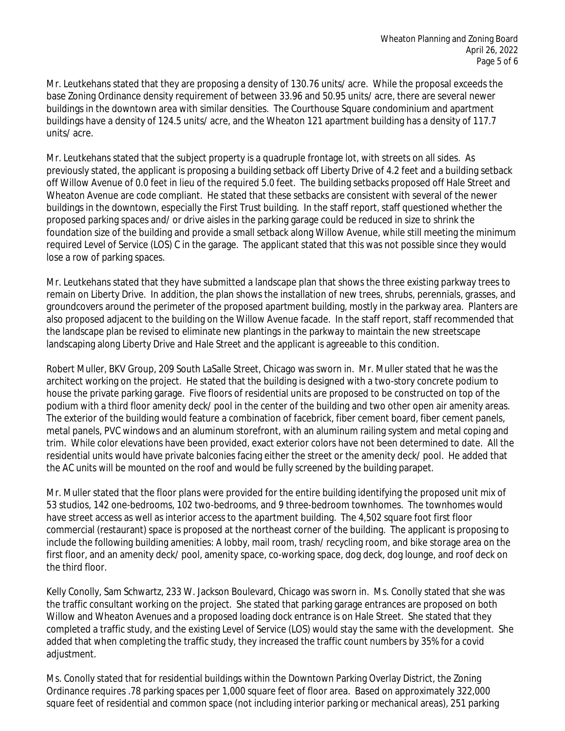Mr. Leutkehans stated that they are proposing a density of 130.76 units/ acre. While the proposal exceeds the base Zoning Ordinance density requirement of between 33.96 and 50.95 units/ acre, there are several newer buildings in the downtown area with similar densities. The Courthouse Square condominium and apartment buildings have a density of 124.5 units/ acre, and the Wheaton 121 apartment building has a density of 117.7 units/ acre.

Mr. Leutkehans stated that the subject property is a quadruple frontage lot, with streets on all sides. As previously stated, the applicant is proposing a building setback off Liberty Drive of 4.2 feet and a building setback off Willow Avenue of 0.0 feet in lieu of the required 5.0 feet. The building setbacks proposed off Hale Street and Wheaton Avenue are code compliant. He stated that these setbacks are consistent with several of the newer buildings in the downtown, especially the First Trust building. In the staff report, staff questioned whether the proposed parking spaces and/ or drive aisles in the parking garage could be reduced in size to shrink the foundation size of the building and provide a small setback along Willow Avenue, while still meeting the minimum required Level of Service (LOS) C in the garage. The applicant stated that this was not possible since they would lose a row of parking spaces.

Mr. Leutkehans stated that they have submitted a landscape plan that shows the three existing parkway trees to remain on Liberty Drive. In addition, the plan shows the installation of new trees, shrubs, perennials, grasses, and groundcovers around the perimeter of the proposed apartment building, mostly in the parkway area. Planters are also proposed adjacent to the building on the Willow Avenue facade. In the staff report, staff recommended that the landscape plan be revised to eliminate new plantings in the parkway to maintain the new streetscape landscaping along Liberty Drive and Hale Street and the applicant is agreeable to this condition.

Robert Muller, BKV Group, 209 South LaSalle Street, Chicago was sworn in. Mr. Muller stated that he was the architect working on the project. He stated that the building is designed with a two-story concrete podium to house the private parking garage. Five floors of residential units are proposed to be constructed on top of the podium with a third floor amenity deck/ pool in the center of the building and two other open air amenity areas. The exterior of the building would feature a combination of facebrick, fiber cement board, fiber cement panels, metal panels, PVC windows and an aluminum storefront, with an aluminum railing system and metal coping and trim. While color elevations have been provided, exact exterior colors have not been determined to date. All the residential units would have private balconies facing either the street or the amenity deck/ pool. He added that the AC units will be mounted on the roof and would be fully screened by the building parapet.

Mr. Muller stated that the floor plans were provided for the entire building identifying the proposed unit mix of 53 studios, 142 one-bedrooms, 102 two-bedrooms, and 9 three-bedroom townhomes. The townhomes would have street access as well as interior access to the apartment building. The 4,502 square foot first floor commercial (restaurant) space is proposed at the northeast corner of the building. The applicant is proposing to include the following building amenities: A lobby, mail room, trash/ recycling room, and bike storage area on the first floor, and an amenity deck/ pool, amenity space, co-working space, dog deck, dog lounge, and roof deck on the third floor.

Kelly Conolly, Sam Schwartz, 233 W. Jackson Boulevard, Chicago was sworn in. Ms. Conolly stated that she was the traffic consultant working on the project. She stated that parking garage entrances are proposed on both Willow and Wheaton Avenues and a proposed loading dock entrance is on Hale Street. She stated that they completed a traffic study, and the existing Level of Service (LOS) would stay the same with the development. She added that when completing the traffic study, they increased the traffic count numbers by 35% for a covid adjustment.

Ms. Conolly stated that for residential buildings within the Downtown Parking Overlay District, the Zoning Ordinance requires .78 parking spaces per 1,000 square feet of floor area. Based on approximately 322,000 square feet of residential and common space (not including interior parking or mechanical areas), 251 parking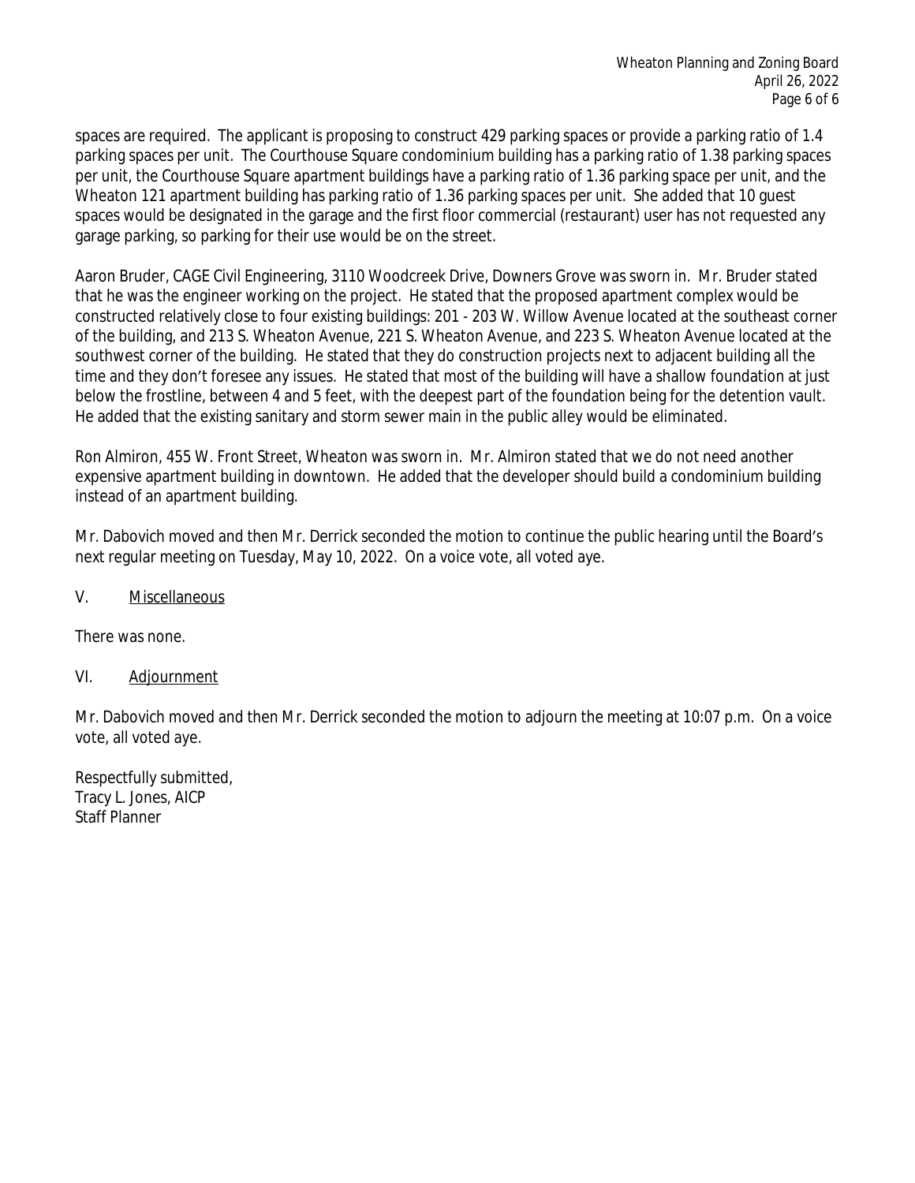spaces are required. The applicant is proposing to construct 429 parking spaces or provide a parking ratio of 1.4 parking spaces per unit. The Courthouse Square condominium building has a parking ratio of 1.38 parking spaces per unit, the Courthouse Square apartment buildings have a parking ratio of 1.36 parking space per unit, and the Wheaton 121 apartment building has parking ratio of 1.36 parking spaces per unit. She added that 10 guest spaces would be designated in the garage and the first floor commercial (restaurant) user has not requested any garage parking, so parking for their use would be on the street.

Aaron Bruder, CAGE Civil Engineering, 3110 Woodcreek Drive, Downers Grove was sworn in. Mr. Bruder stated that he was the engineer working on the project. He stated that the proposed apartment complex would be constructed relatively close to four existing buildings: 201 - 203 W. Willow Avenue located at the southeast corner of the building, and 213 S. Wheaton Avenue, 221 S. Wheaton Avenue, and 223 S. Wheaton Avenue located at the southwest corner of the building. He stated that they do construction projects next to adjacent building all the time and they don't foresee any issues. He stated that most of the building will have a shallow foundation at just below the frostline, between 4 and 5 feet, with the deepest part of the foundation being for the detention vault. He added that the existing sanitary and storm sewer main in the public alley would be eliminated.

Ron Almiron, 455 W. Front Street, Wheaton was sworn in. Mr. Almiron stated that we do not need another expensive apartment building in downtown. He added that the developer should build a condominium building instead of an apartment building.

Mr. Dabovich moved and then Mr. Derrick seconded the motion to continue the public hearing until the Board's next regular meeting on Tuesday, May 10, 2022. On a voice vote, all voted aye.

## V. Miscellaneous

There was none.

## VI. Adjournment

Mr. Dabovich moved and then Mr. Derrick seconded the motion to adjourn the meeting at 10:07 p.m. On a voice vote, all voted aye.

Respectfully submitted,
Tracy L. Jones, AICP
Staff Planner